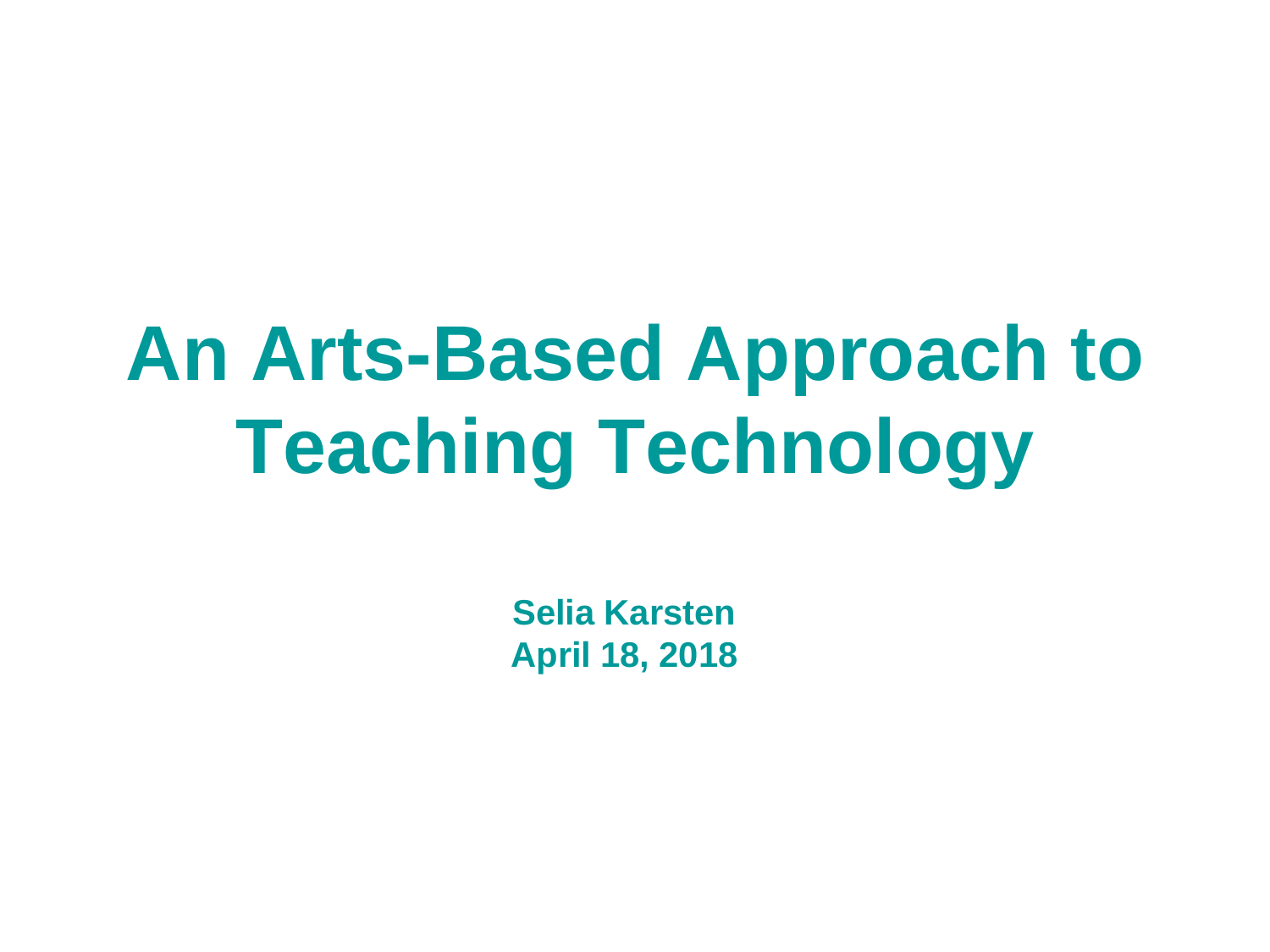# An Arts-Based Approach to Teaching Technology

**Selia Karsten**
**April 18, 2018**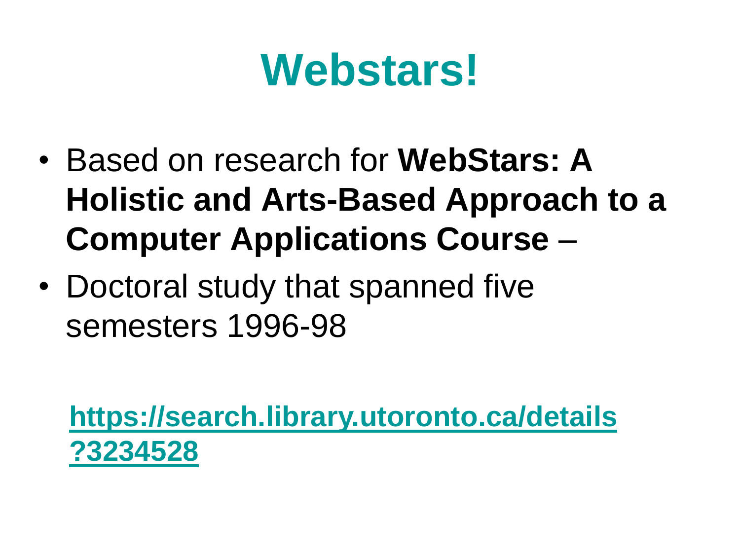# Webstars!

- Based on research for **WebStars: A Holistic and Arts-Based Approach to a Computer Applications Course** –
- Doctoral study that spanned five semesters 1996-98

**https://search.library.utoronto.ca/details?3234528**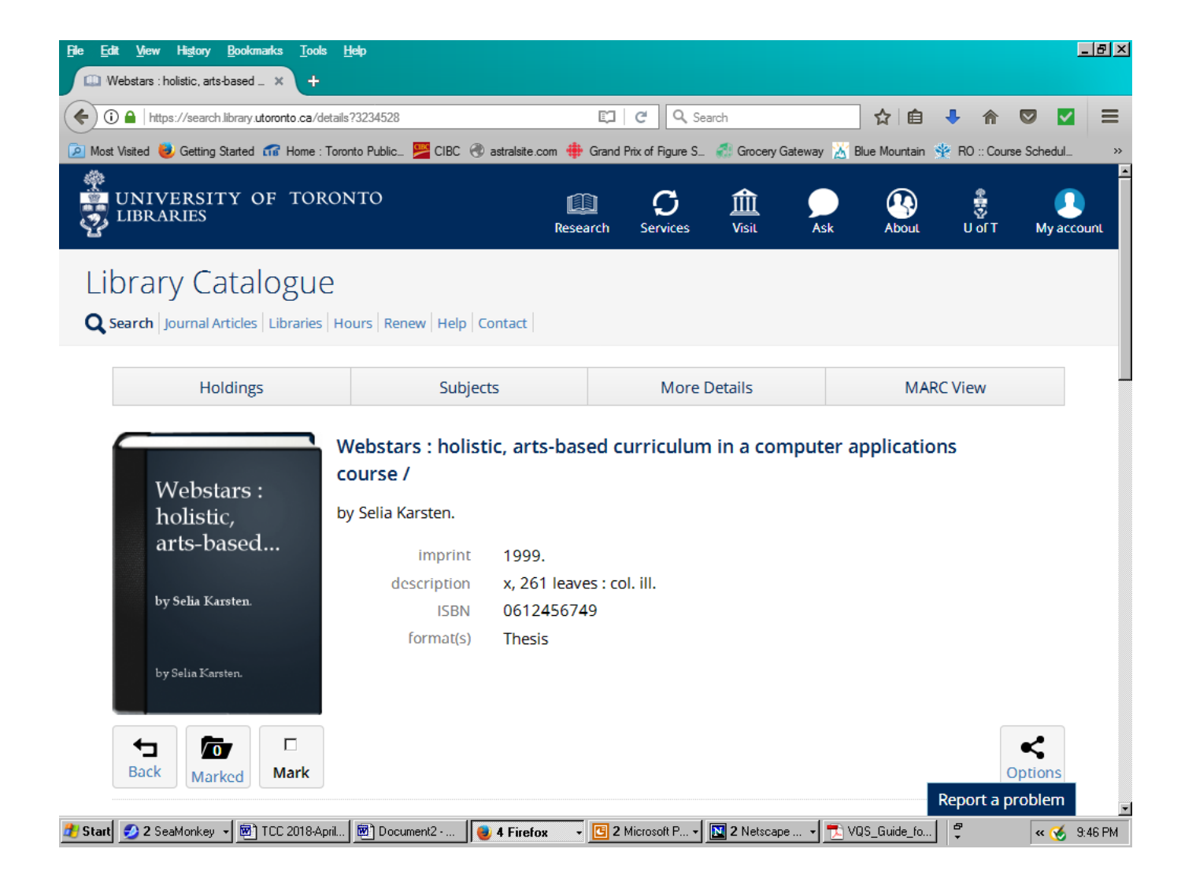# Library Catalogue

Search | Journal Articles | Libraries | Hours | Renew | Help | Contact

| Holdings | Subjects | More Details | MARC View |
|---|---|---|---|

## Webstars : holistic, arts-based curriculum in a computer applications course /

by Selia Karsten.

| | |
|---|---|
| imprint | 1999. |
| description | x, 261 leaves : col. ill. |
| ISBN | 0612456749 |
| format(s) | Thesis |

Back | Marked | Mark | Options

Report a problem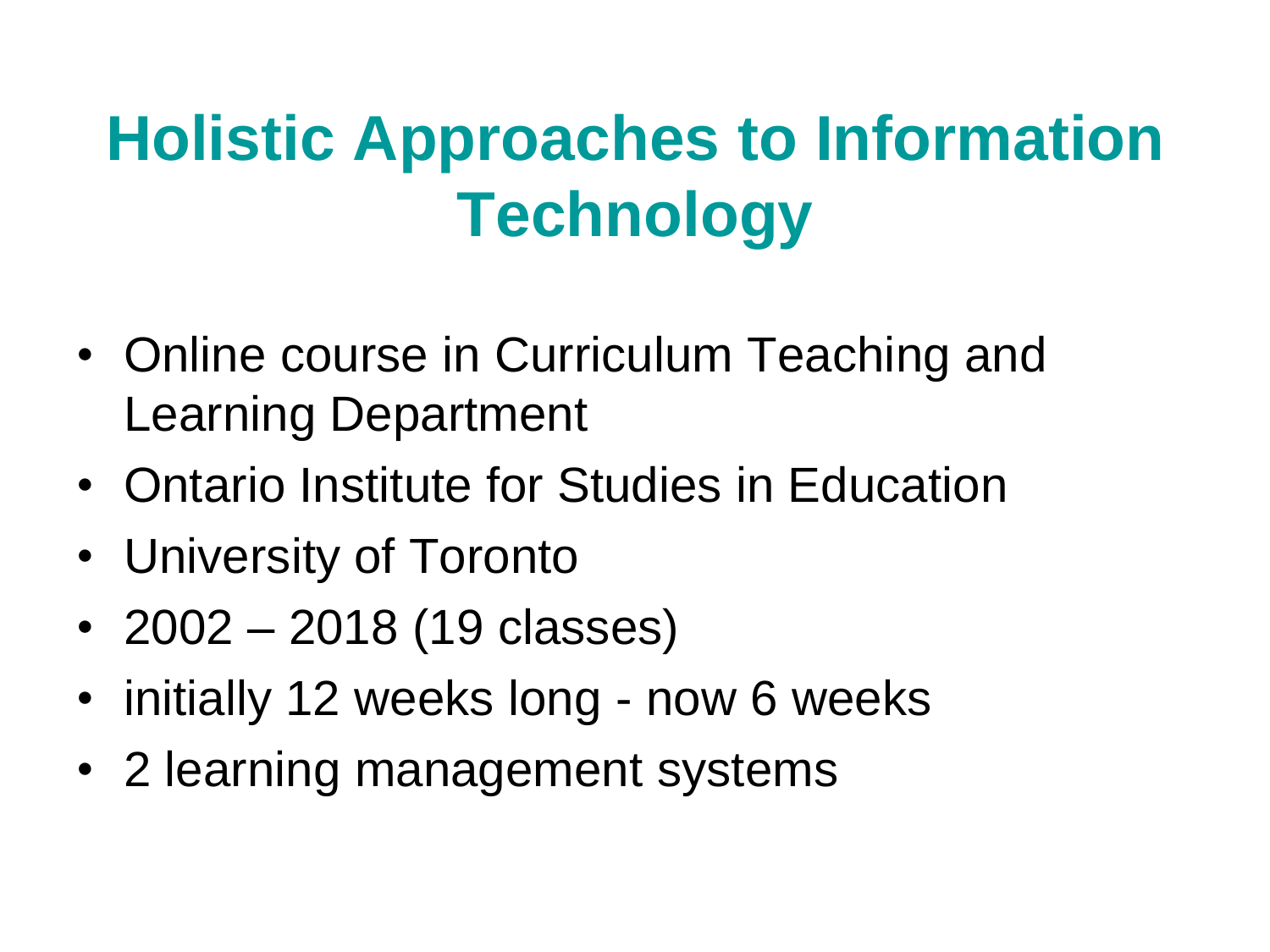# Holistic Approaches to Information Technology

- Online course in Curriculum Teaching and Learning Department
- Ontario Institute for Studies in Education
- University of Toronto
- 2002 – 2018 (19 classes)
- initially 12 weeks long - now 6 weeks
- 2 learning management systems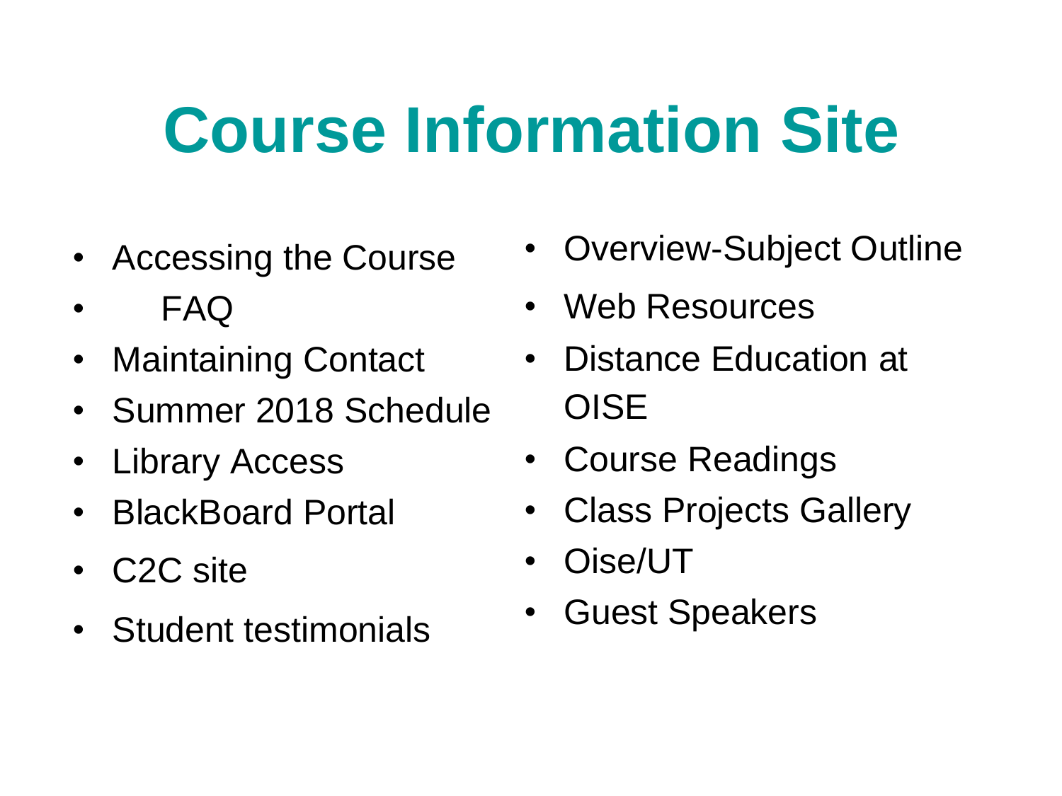# Course Information Site

- Accessing the Course
- FAQ
- Maintaining Contact
- Summer 2018 Schedule
- Library Access
- BlackBoard Portal
- C2C site
- Student testimonials
- Overview-Subject Outline
- Web Resources
- Distance Education at OISE
- Course Readings
- Class Projects Gallery
- Oise/UT
- Guest Speakers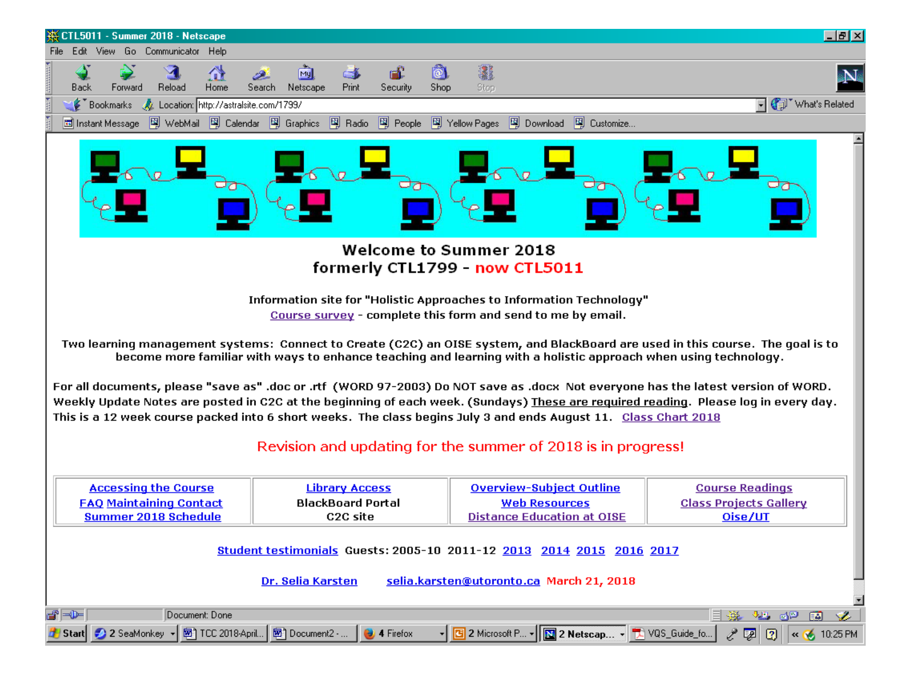CTL5011 - Summer 2018 - Netscape

File Edit View Go Communicator Help

Back Forward Reload Home Search Netscape Print Security Shop Stop

Bookmarks Location: http://astralsite.com/1799/ What's Related

Instant Message WebMail Calendar Graphics Radio People Yellow Pages Download Customize...

## Welcome to Summer 2018
## formerly CTL1799 - now CTL5011

Information site for "Holistic Approaches to Information Technology"
Course survey - complete this form and send to me by email.

Two learning management systems: Connect to Create (C2C) an OISE system, and BlackBoard are used in this course. The goal is to become more familiar with ways to enhance teaching and learning with a holistic approach when using technology.

For all documents, please "save as" .doc or .rtf (WORD 97-2003) Do NOT save as .docx Not everyone has the latest version of WORD. Weekly Update Notes are posted in C2C at the beginning of each week. (Sundays) These are required reading. Please log in every day. This is a 12 week course packed into 6 short weeks. The class begins July 3 and ends August 11. Class Chart 2018

Revision and updating for the summer of 2018 is in progress!

| Accessing the Course<br>FAQ Maintaining Contact<br>Summer 2018 Schedule | Library Access<br>BlackBoard Portal<br>C2C site | Overview-Subject Outline<br>Web Resources<br>Distance Education at OISE | Course Readings<br>Class Projects Gallery<br>Oise/UT |
|---|---|---|---|

Student testimonials Guests: 2005-10 2011-12 2013 2014 2015 2016 2017

Dr. Selia Karsten selia.karsten@utoronto.ca March 21, 2018

Document: Done

Start 2 SeaMonkey TCC 2018-April... Document2 - ... 4 Firefox 2 Microsoft P... 2 Netscap... VQS_Guide_fo... 10:25 PM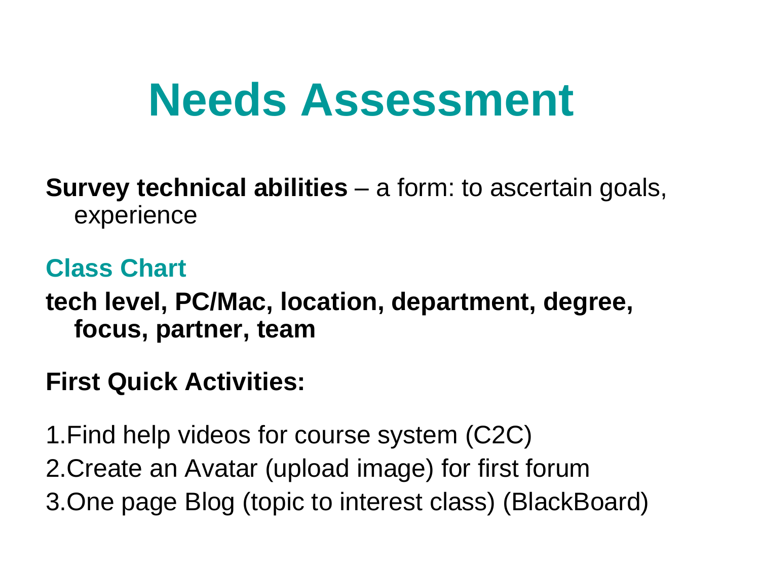# Needs Assessment

**Survey technical abilities** – a form: to ascertain goals, experience

**Class Chart**

**tech level, PC/Mac, location, department, degree, focus, partner, team**

**First Quick Activities:**

1. Find help videos for course system (C2C)
2. Create an Avatar (upload image) for first forum
3. One page Blog (topic to interest class) (BlackBoard)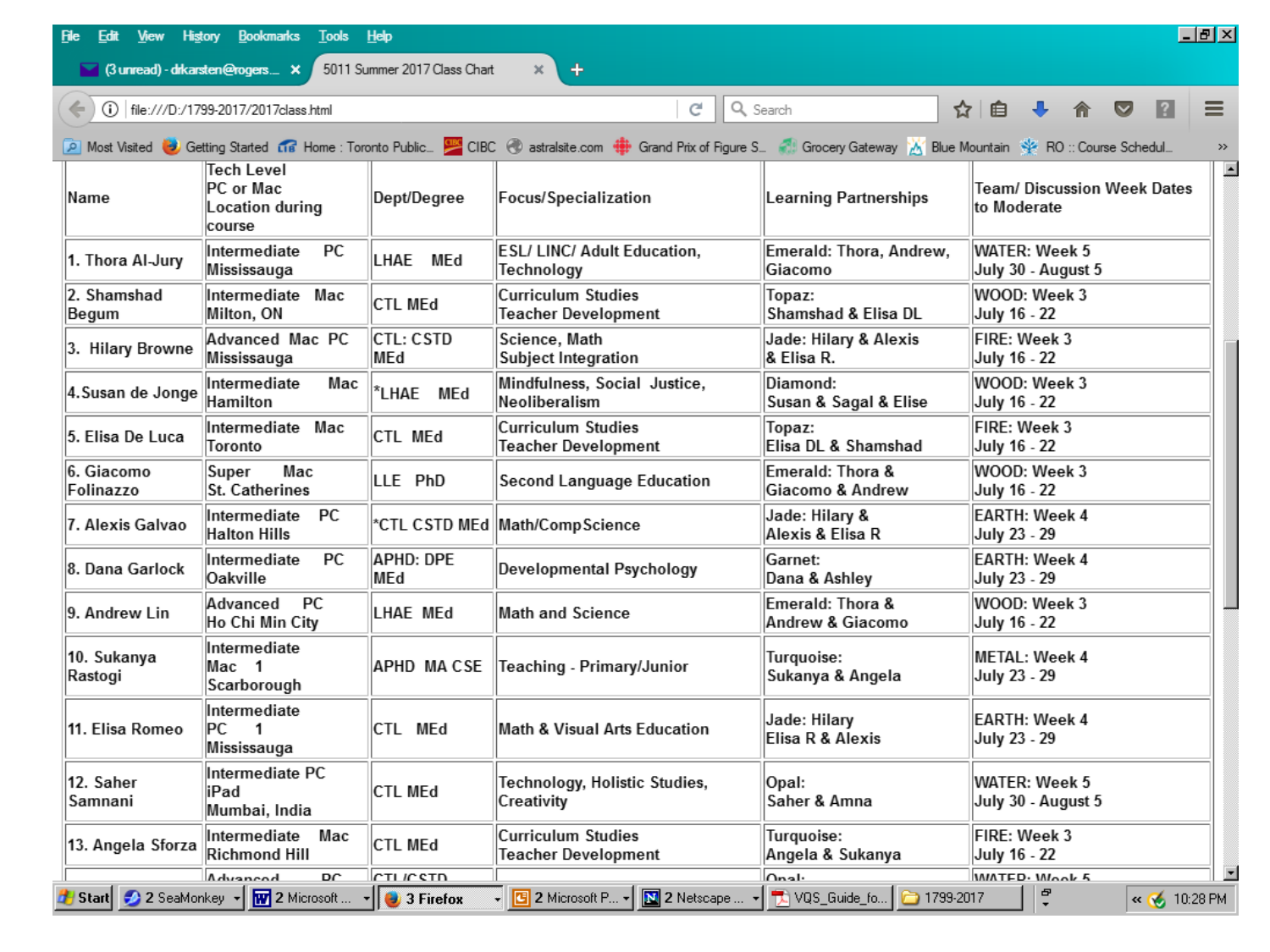| Name | Tech Level PC or Mac Location during course | Dept/Degree | Focus/Specialization | Learning Partnerships | Team/ Discussion Week Dates to Moderate |
|---|---|---|---|---|---|
| 1. Thora Al-Jury | Intermediate PC Missisauga | LHAE MEd | ESL/ LINC/ Adult Education, Technology | Emerald: Thora, Andrew, Giacomo | WATER: Week 5 July 30 - August 5 |
| 2. Shamshad Begum | Intermediate Mac Milton, ON | CTL MEd | Curriculum Studies Teacher Development | Topaz: Shamshad & Elisa DL | WOOD: Week 3 July 16 - 22 |
| 3. Hilary Browne | Advanced Mac PC Missisauga | CTL: CSTD MEd | Science, Math Subject Integration | Jade: Hilary & Alexis & Elisa R. | FIRE: Week 3 July 16 - 22 |
| 4. Susan de Jonge | Intermediate Mac Hamilton | *LHAE MEd | Mindfulness, Social Justice, Neoliberalism | Diamond: Susan & Sagal & Elise | WOOD: Week 3 July 16 - 22 |
| 5. Elisa De Luca | Intermediate Mac Toronto | CTL MEd | Curriculum Studies Teacher Development | Topaz: Elisa DL & Shamshad | FIRE: Week 3 July 16 - 22 |
| 6. Giacomo Folinazzo | Super Mac St. Catherines | LLE PhD | Second Language Education | Emerald: Thora & Giacomo & Andrew | WOOD: Week 3 July 16 - 22 |
| 7. Alexis Galvao | Intermediate PC Halton Hills | *CTL CSTD MEd | Math/CompScience | Jade: Hilary & Alexis & Elisa R | EARTH: Week 4 July 23 - 29 |
| 8. Dana Garlock | Intermediate PC Oakville | APHD: DPE MEd | Developmental Psychology | Garnet: Dana & Ashley | EARTH: Week 4 July 23 - 29 |
| 9. Andrew Lin | Advanced PC Ho Chi Min City | LHAE MEd | Math and Science | Emerald: Thora & Andrew & Giacomo | WOOD: Week 3 July 16 - 22 |
| 10. Sukanya Rastogi | Intermediate Mac 1 Scarborough | APHD MA CSE | Teaching - Primary/Junior | Turquoise: Sukanya & Angela | METAL: Week 4 July 23 - 29 |
| 11. Elisa Romeo | Intermediate PC 1 Missisauga | CTL MEd | Math & Visual Arts Education | Jade: Hilary Elisa R & Alexis | EARTH: Week 4 July 23 - 29 |
| 12. Saher Samnani | Intermediate PC iPad Mumbai, India | CTL MEd | Technology, Holistic Studies, Creativity | Opal: Saher & Amna | WATER: Week 5 July 30 - August 5 |
| 13. Angela Sforza | Intermediate Mac Richmond Hill | CTL MEd | Curriculum Studies Teacher Development | Turquoise: Angela & Sukanya | FIRE: Week 3 July 16 - 22 |
|  | Advanced PC | CTL/CSTD |  | Opal: | WATER: Week 5 |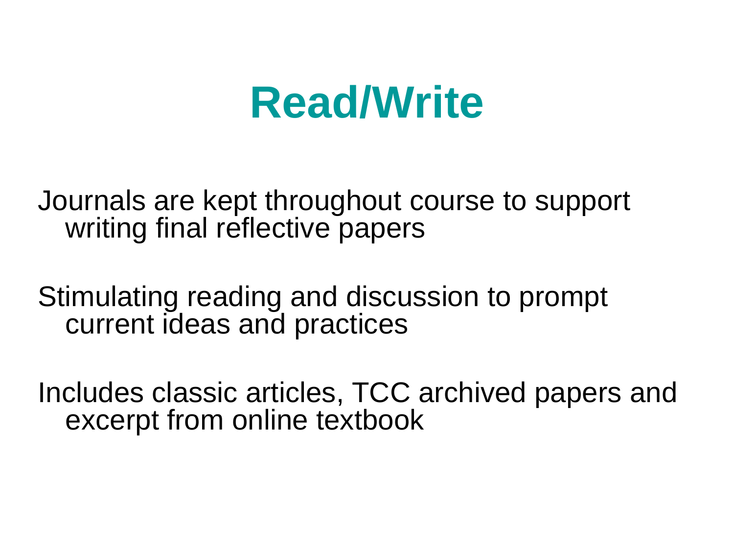# Read/Write

Journals are kept throughout course to support writing final reflective papers

Stimulating reading and discussion to prompt current ideas and practices

Includes classic articles, TCC archived papers and excerpt from online textbook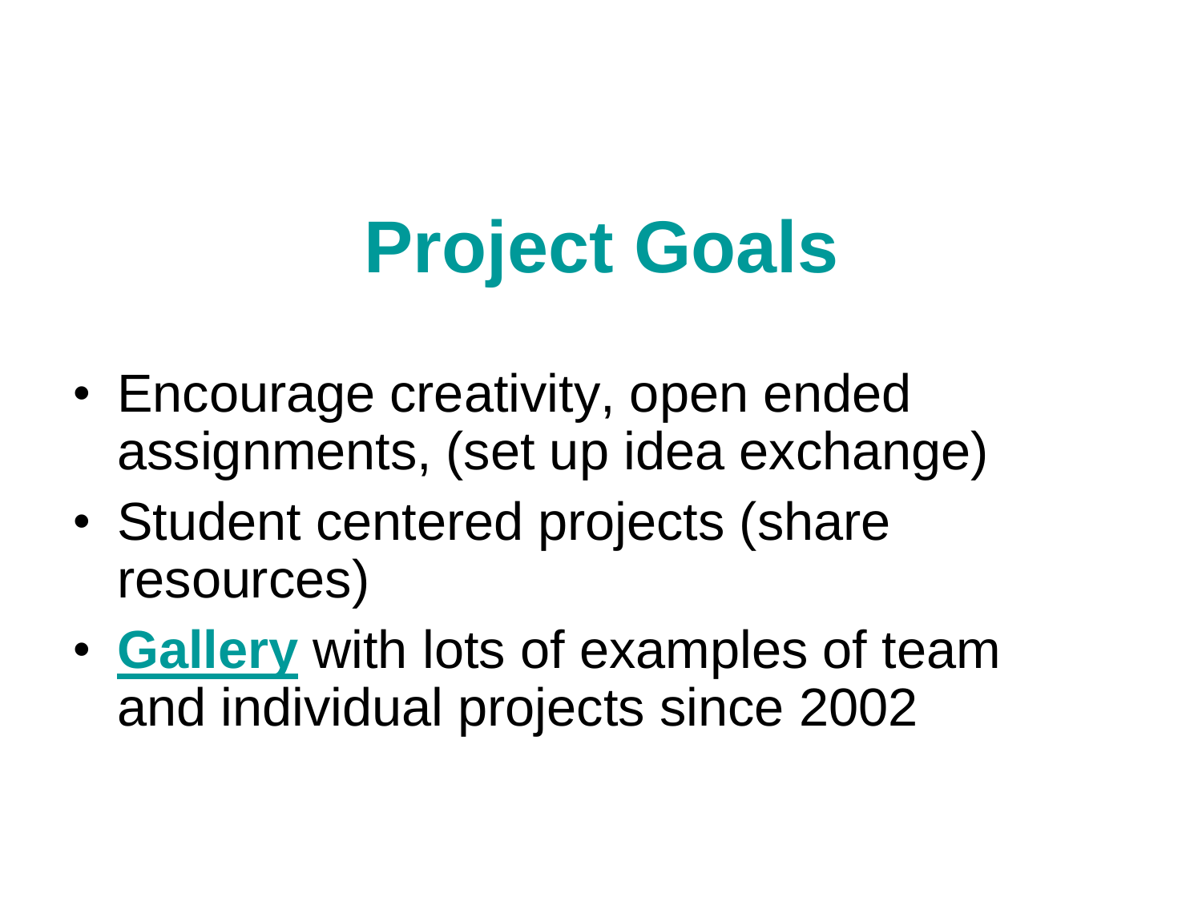# Project Goals

- Encourage creativity, open ended assignments, (set up idea exchange)
- Student centered projects (share resources)
- **Gallery** with lots of examples of team and individual projects since 2002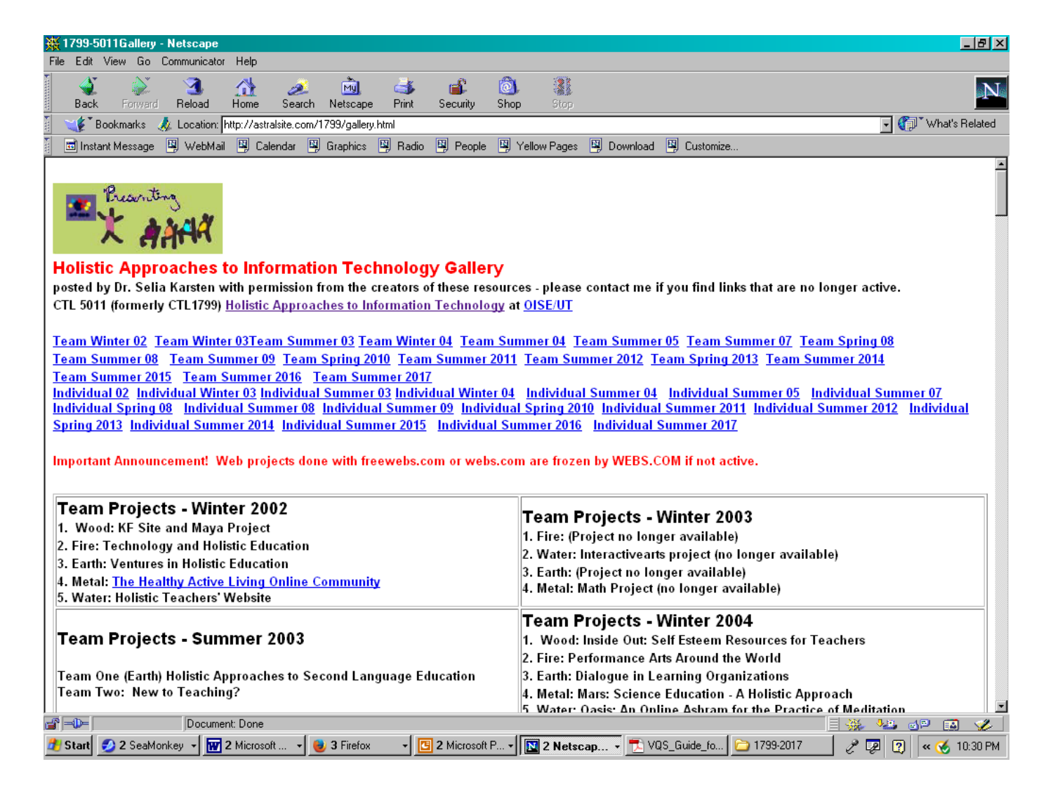# Holistic Approaches to Information Technology Gallery

posted by Dr. Selia Karsten with permission from the creators of these resources - please contact me if you find links that are no longer active.
CTL 5011 (formerly CTL1799) Holistic Approaches to Information Technology at OISE/UT

Team Winter 02 Team Winter 03Team Summer 03 Team Winter 04 Team Summer 04 Team Summer 05 Team Summer 07 Team Spring 08 Team Summer 08 Team Summer 09 Team Spring 2010 Team Summer 2011 Team Summer 2012 Team Spring 2013 Team Summer 2014 Team Summer 2015 Team Summer 2016 Team Summer 2017
Individual 02 Individual Winter 03 Individual Summer 03 Individual Winter 04 Individual Summer 04 Individual Summer 05 Individual Summer 07 Individual Spring 08 Individual Summer 08 Individual Summer 09 Individual Spring 2010 Individual Summer 2011 Individual Summer 2012 Individual Spring 2013 Individual Summer 2014 Individual Summer 2015 Individual Summer 2016 Individual Summer 2017

Important Announcement! Web projects done with freewebs.com or webs.com are frozen by WEBS.COM if not active.

## Team Projects - Winter 2002

1. Wood: KF Site and Maya Project
2. Fire: Technology and Holistic Education
3. Earth: Ventures in Holistic Education
4. Metal: The Healthy Active Living Online Community
5. Water: Holistic Teachers' Website

## Team Projects - Winter 2003

1. Fire: (Project no longer available)
2. Water: Interactivearts project (no longer available)
3. Earth: (Project no longer available)
4. Metal: Math Project (no longer available)

## Team Projects - Summer 2003

Team One (Earth) Holistic Approaches to Second Language Education
Team Two: New to Teaching?

## Team Projects - Winter 2004

1. Wood: Inside Out: Self Esteem Resources for Teachers
2. Fire: Performance Arts Around the World
3. Earth: Dialogue in Learning Organizations
4. Metal: Mars: Science Education - A Holistic Approach
5. Water: Oasis: An Online Ashram for the Practice of Meditation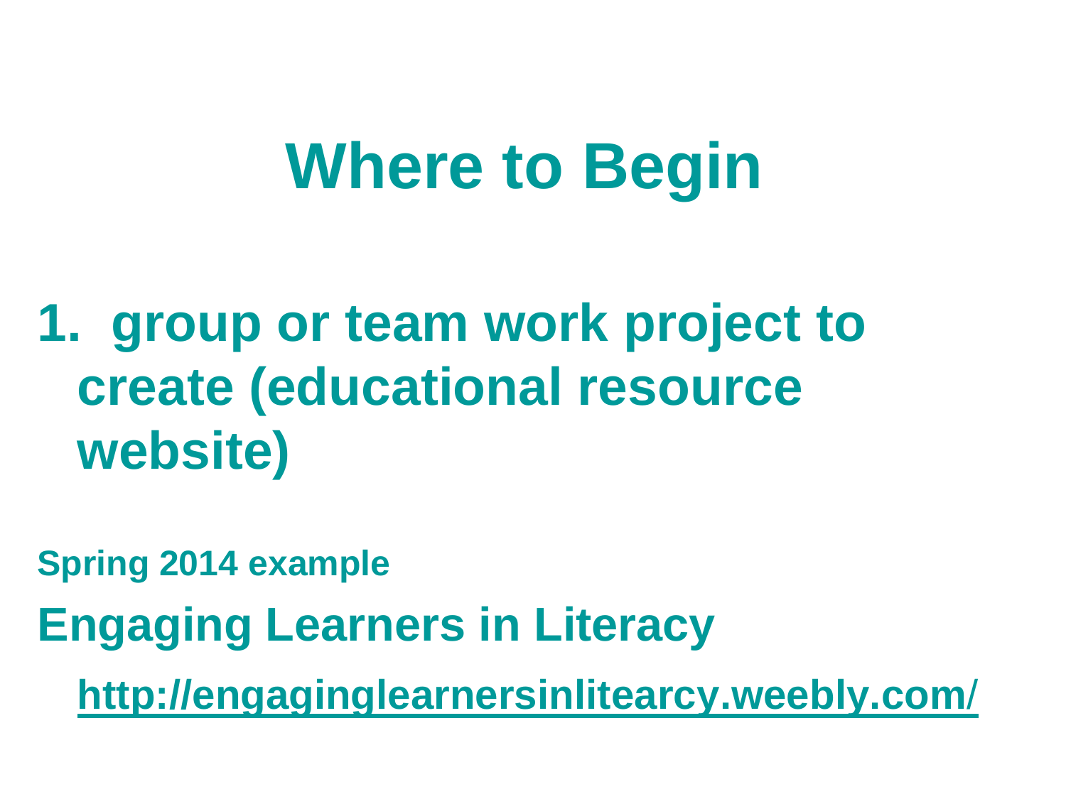# Where to Begin

1. group or team work project to create (educational resource website)

**Spring 2014 example**

**Engaging Learners in Literacy**

[http://engaginglearnersinlitearcy.weebly.com/](http://engaginglearnersinlitearcy.weebly.com/)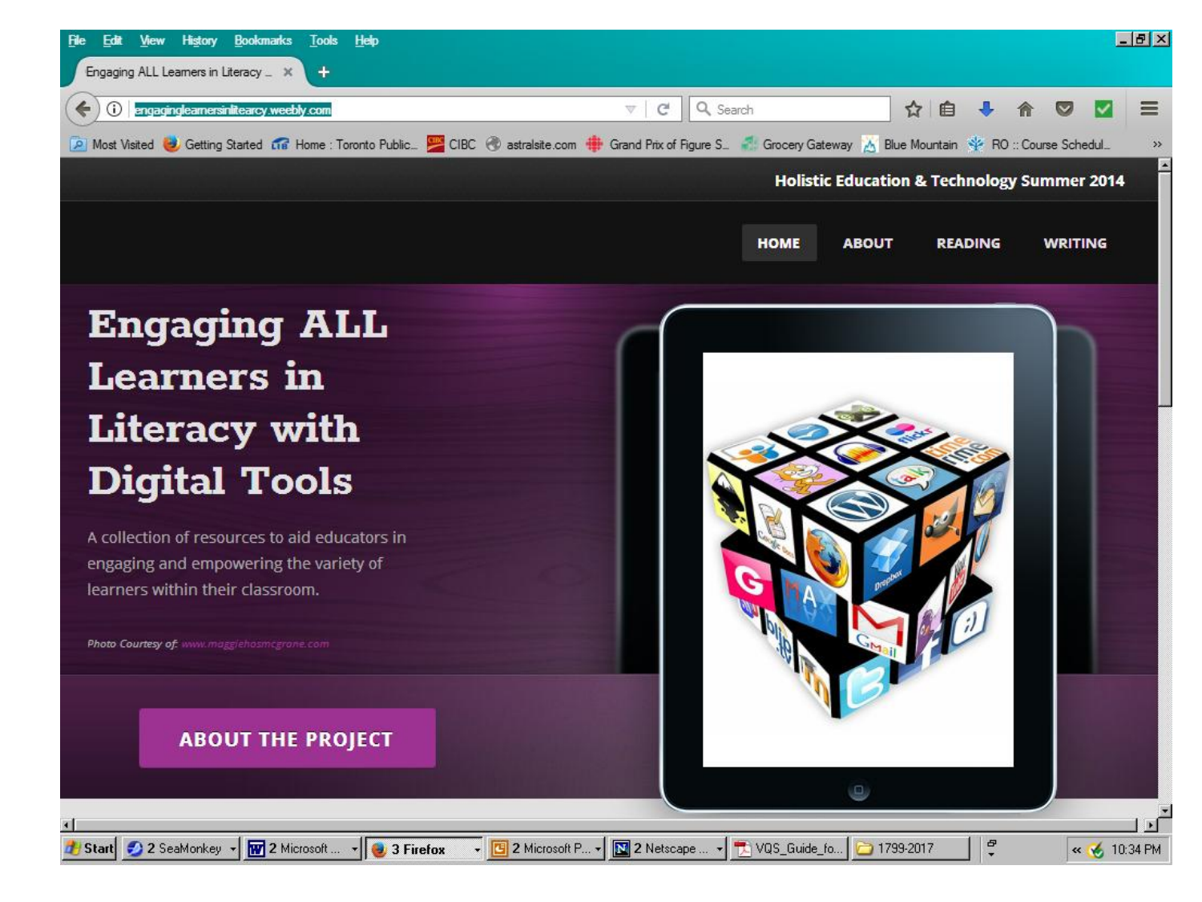Holistic Education & Technology Summer 2014

HOME ABOUT READING WRITING

# Engaging ALL Learners in Literacy with Digital Tools

A collection of resources to aid educators in engaging and empowering the variety of learners within their classroom.

*Photo Courtesy of: www.maggiehosmcgrane.com*

**ABOUT THE PROJECT**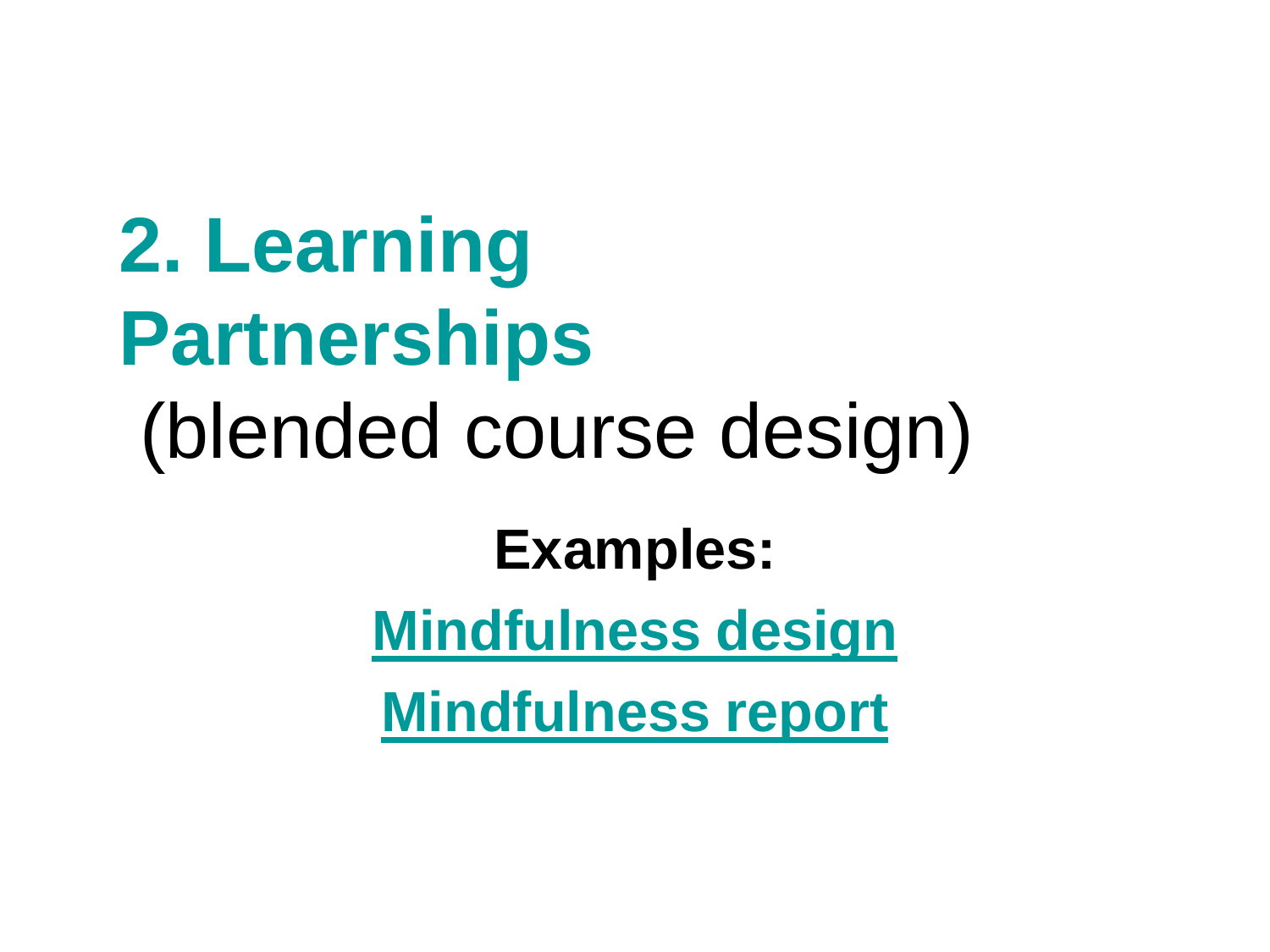# 2. Learning Partnerships

(blended course design)

**Examples:**

**Mindfulness design**

**Mindfulness report**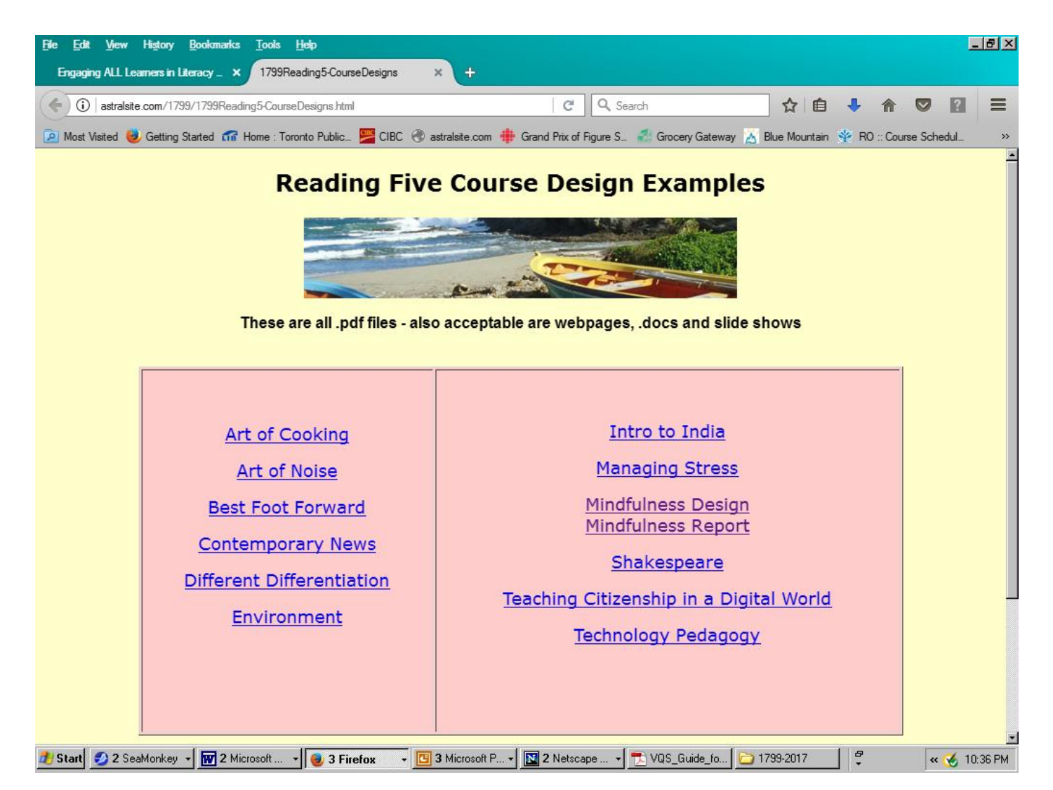# Reading Five Course Design Examples

**These are all .pdf files - also acceptable are webpages, .docs and slide shows**

| | |
|---|---|
| Art of Cooking | Intro to India |
| Art of Noise | Managing Stress |
| Best Foot Forward | Mindfulness Design<br>Mindfulness Report |
| Contemporary News | Shakespeare |
| Different Differentiation | Teaching Citizenship in a Digital World |
| Environment | Technology Pedagogy |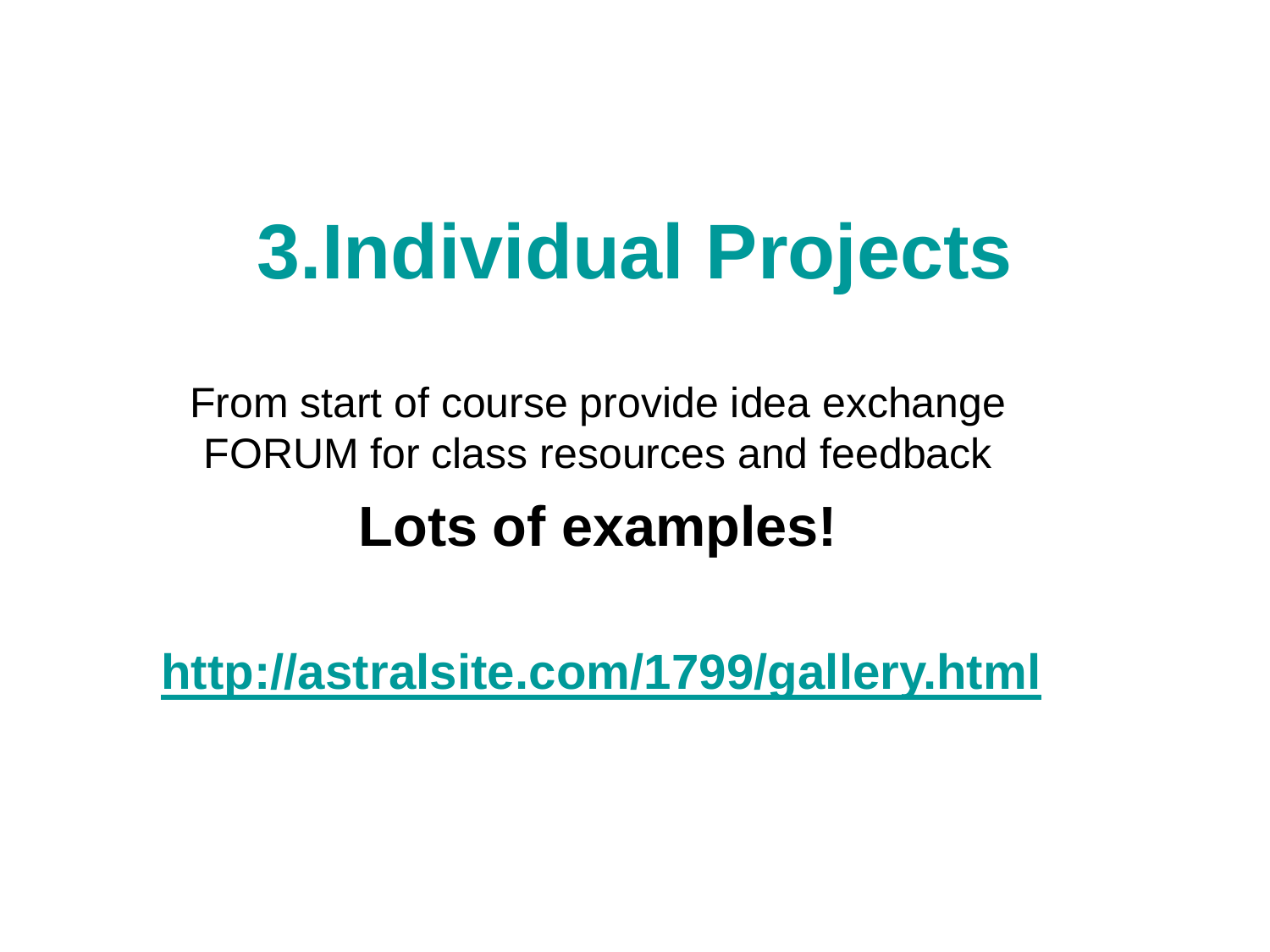# 3.Individual Projects

From start of course provide idea exchange FORUM for class resources and feedback

**Lots of examples!**

**http://astralsite.com/1799/gallery.html**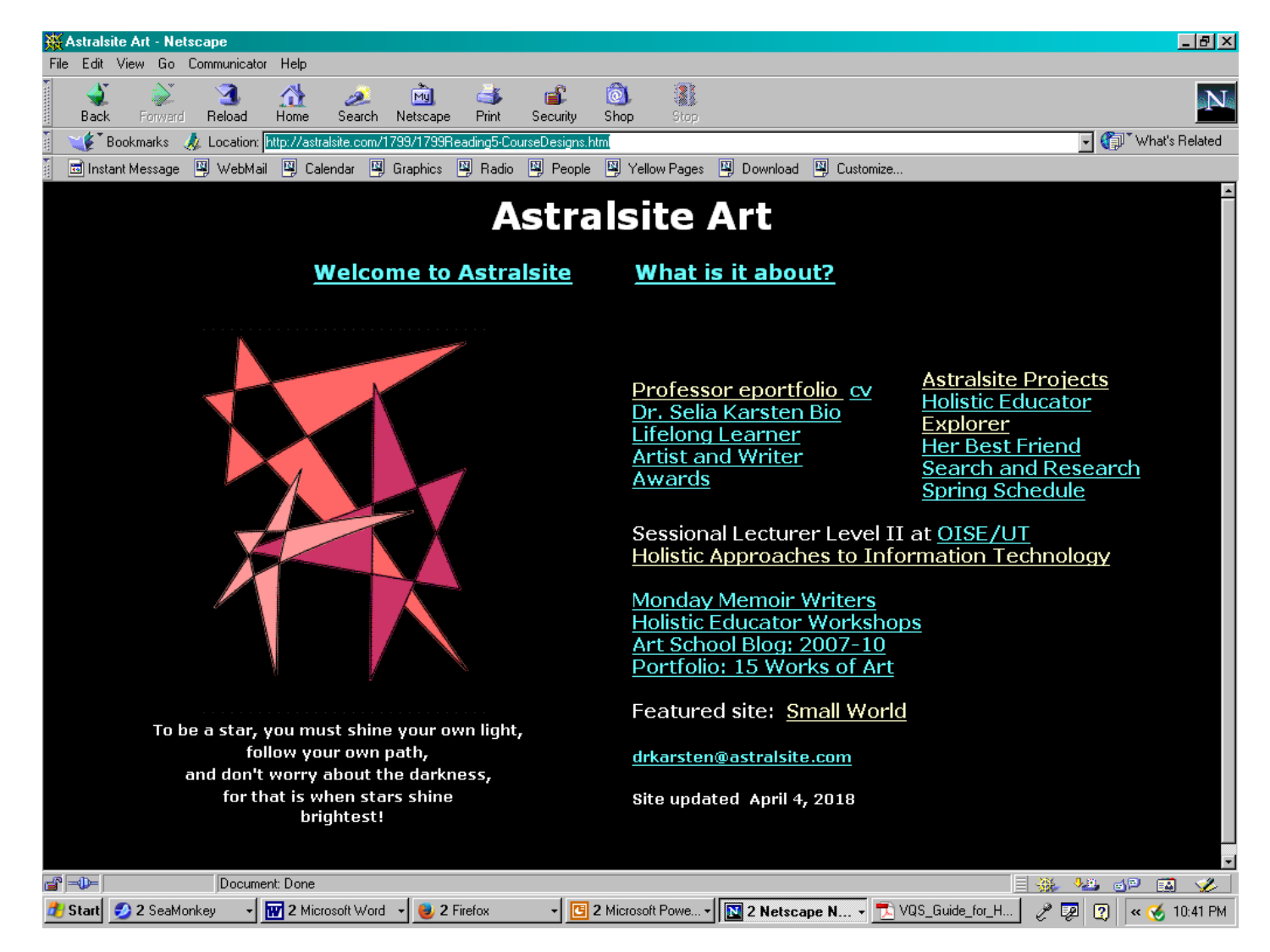# Astralsite Art

Welcome to Astralsite    What is it about?

Professor eportfolio  cv
Dr. Selia Karsten Bio
Lifelong Learner
Artist and Writer
Awards

Astralsite Projects
Holistic Educator
Explorer
Her Best Friend
Search and Research
Spring Schedule

Sessional Lecturer Level II at OISE/UT
Holistic Approaches to Information Technology

Monday Memoir Writers
Holistic Educator Workshops
Art School Blog: 2007-10
Portfolio: 15 Works of Art

Featured site: Small World

drkarsten@astralsite.com

Site updated April 4, 2018

To be a star, you must shine your own light,
follow your own path,
and don't worry about the darkness,
for that is when stars shine
brightest!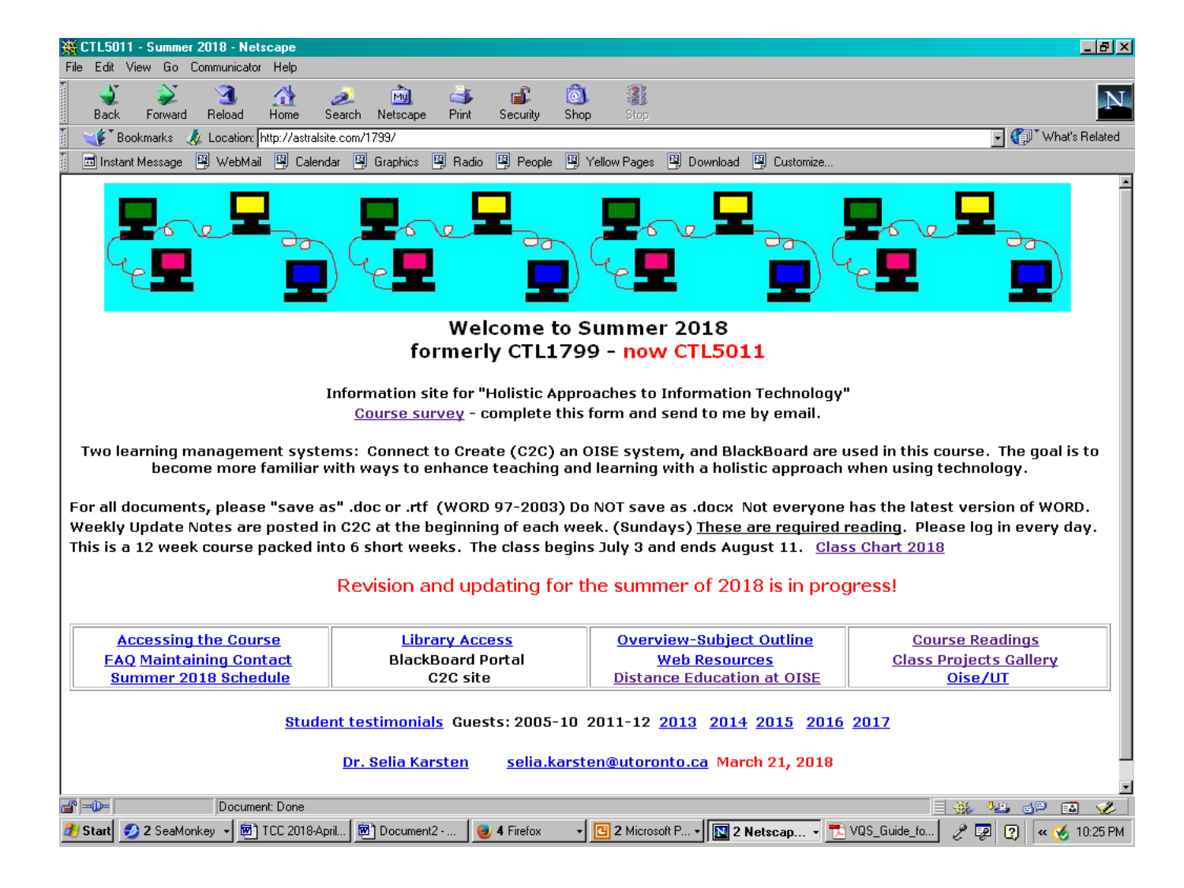# Welcome to Summer 2018
## formerly CTL1799 - now CTL5011

Information site for "Holistic Approaches to Information Technology"
Course survey - complete this form and send to me by email.

Two learning management systems: Connect to Create (C2C) an OISE system, and BlackBoard are used in this course. The goal is to become more familiar with ways to enhance teaching and learning with a holistic approach when using technology.

For all documents, please "save as" .doc or .rtf (WORD 97-2003) Do NOT save as .docx Not everyone has the latest version of WORD. Weekly Update Notes are posted in C2C at the beginning of each week. (Sundays) These are required reading. Please log in every day. This is a 12 week course packed into 6 short weeks. The class begins July 3 and ends August 11. Class Chart 2018

Revision and updating for the summer of 2018 is in progress!

| Accessing the Course<br>FAQ Maintaining Contact<br>Summer 2018 Schedule | Library Access<br>BlackBoard Portal<br>C2C site | Overview-Subject Outline<br>Web Resources<br>Distance Education at OISE | Course Readings<br>Class Projects Gallery<br>Oise/UT |
|---|---|---|---|

Student testimonials Guests: 2005-10 2011-12 2013 2014 2015 2016 2017

Dr. Selia Karsten selia.karsten@utoronto.ca March 21, 2018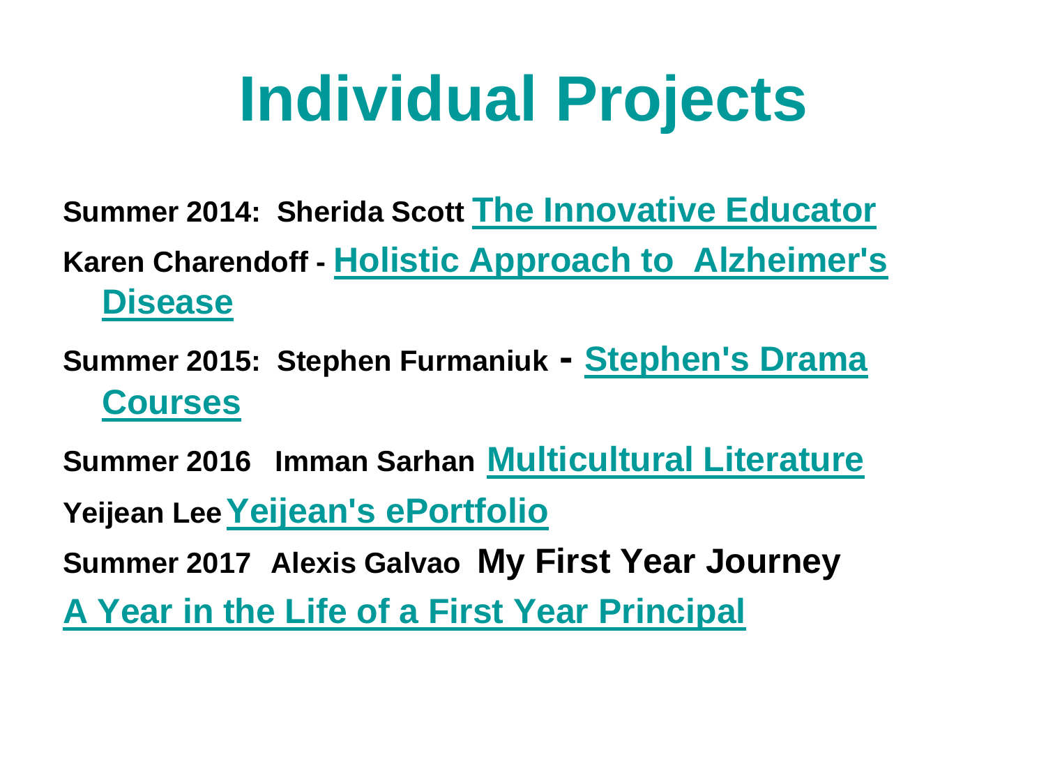# Individual Projects

**Summer 2014: Sherida Scott** **The Innovative Educator**

**Karen Charendoff -** **Holistic Approach to Alzheimer's Disease**

**Summer 2015: Stephen Furmaniuk -** **Stephen's Drama Courses**

**Summer 2016 Imman Sarhan** **Multicultural Literature**

**Yeijean Lee** **Yeijean's ePortfolio**

**Summer 2017 Alexis Galvao** **My First Year Journey**

**A Year in the Life of a First Year Principal**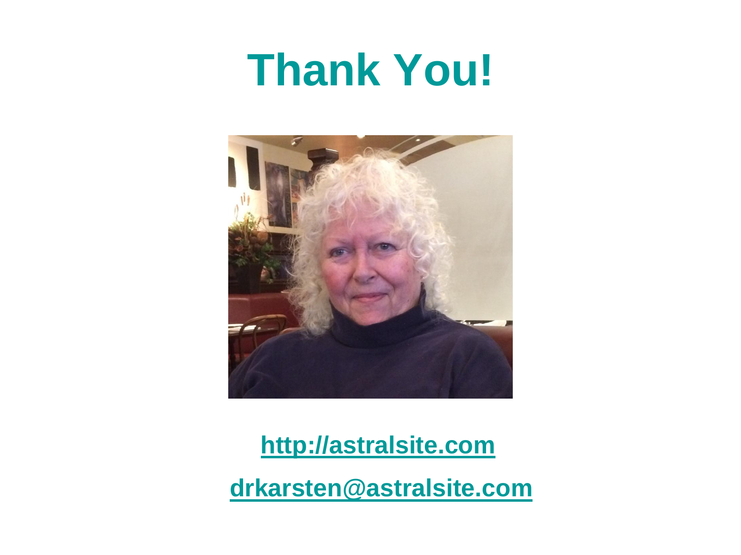# Thank You!

[http://astralsite.com](http://astralsite.com)

[drkarsten@astralsite.com](mailto:drkarsten@astralsite.com)